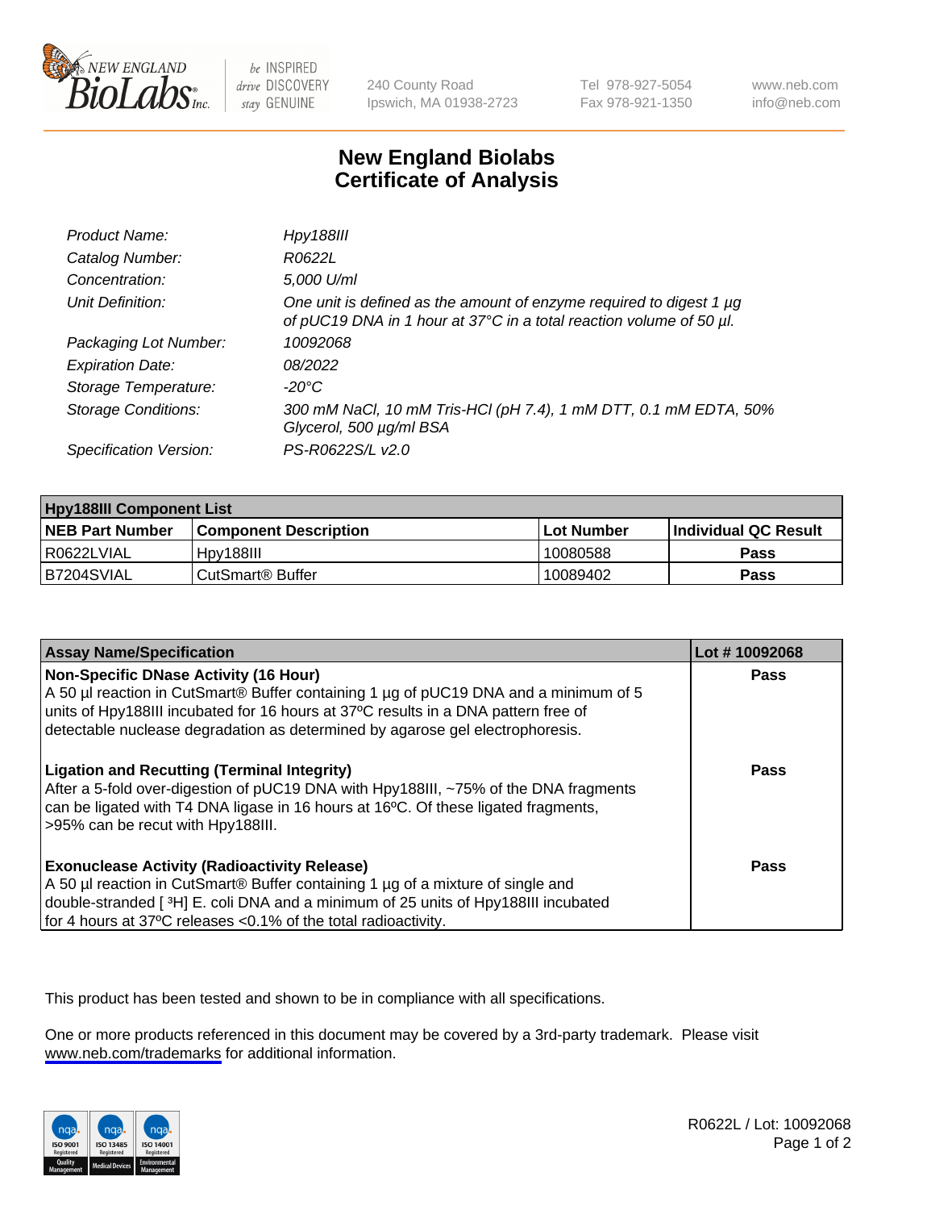New England BioLabs Inc. — be INSPIRED drive DISCOVERY stay GENUINE

240 County Road
Ipswich, MA 01938-2723

Tel 978-927-5054
Fax 978-921-1350

www.neb.com
info@neb.com

# New England Biolabs
# Certificate of Analysis

| | |
|---|---|
| *Product Name:* | *Hpy188III* |
| *Catalog Number:* | *R0622L* |
| *Concentration:* | *5,000 U/ml* |
| *Unit Definition:* | *One unit is defined as the amount of enzyme required to digest 1 µg of pUC19 DNA in 1 hour at 37°C in a total reaction volume of 50 µl.* |
| *Packaging Lot Number:* | *10092068* |
| *Expiration Date:* | *08/2022* |
| *Storage Temperature:* | *-20°C* |
| *Storage Conditions:* | *300 mM NaCl, 10 mM Tris-HCl (pH 7.4), 1 mM DTT, 0.1 mM EDTA, 50% Glycerol, 500 µg/ml BSA* |
| *Specification Version:* | *PS-R0622S/L v2.0* |

| **Hpy188III Component List** | | | |
|---|---|---|---|
| **NEB Part Number** | **Component Description** | **Lot Number** | **Individual QC Result** |
| R0622LVIAL | Hpy188III | 10080588 | **Pass** |
| B7204SVIAL | CutSmart® Buffer | 10089402 | **Pass** |

| **Assay Name/Specification** | **Lot # 10092068** |
|---|---|
| **Non-Specific DNase Activity (16 Hour)** A 50 µl reaction in CutSmart® Buffer containing 1 µg of pUC19 DNA and a minimum of 5 units of Hpy188III incubated for 16 hours at 37ºC results in a DNA pattern free of detectable nuclease degradation as determined by agarose gel electrophoresis. | **Pass** |
| **Ligation and Recutting (Terminal Integrity)** After a 5-fold over-digestion of pUC19 DNA with Hpy188III, ~75% of the DNA fragments can be ligated with T4 DNA ligase in 16 hours at 16ºC. Of these ligated fragments, >95% can be recut with Hpy188III. | **Pass** |
| **Exonuclease Activity (Radioactivity Release)** A 50 µl reaction in CutSmart® Buffer containing 1 µg of a mixture of single and double-stranded [ $^{3}$H] E. coli DNA and a minimum of 25 units of Hpy188III incubated for 4 hours at 37ºC releases <0.1% of the total radioactivity. | **Pass** |

This product has been tested and shown to be in compliance with all specifications.

One or more products referenced in this document may be covered by a 3rd-party trademark. Please visit www.neb.com/trademarks for additional information.

ISO 9001 Registered Quality Management | ISO 13485 Registered Medical Devices | ISO 14001 Registered Environmental Management

R0622L / Lot: 10092068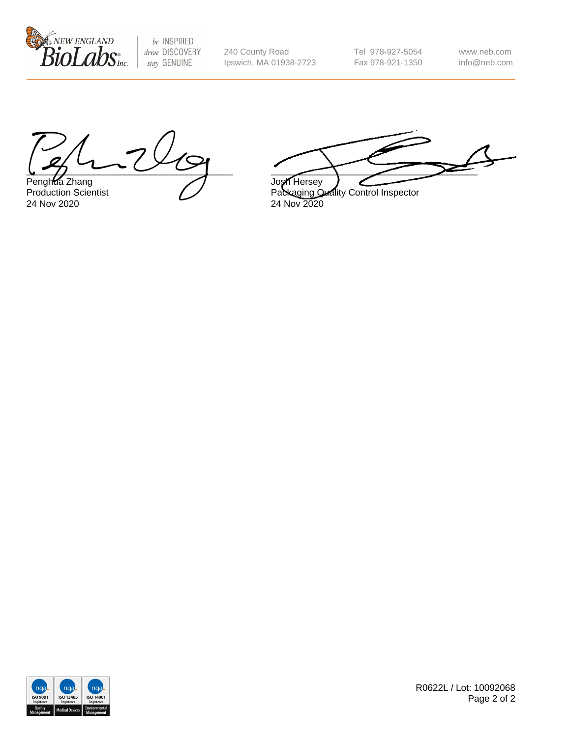Penghua Zhang
Production Scientist
24 Nov 2020

Josh Hersey
Packaging Quality Control Inspector
24 Nov 2020

R0622L / Lot: 10092068